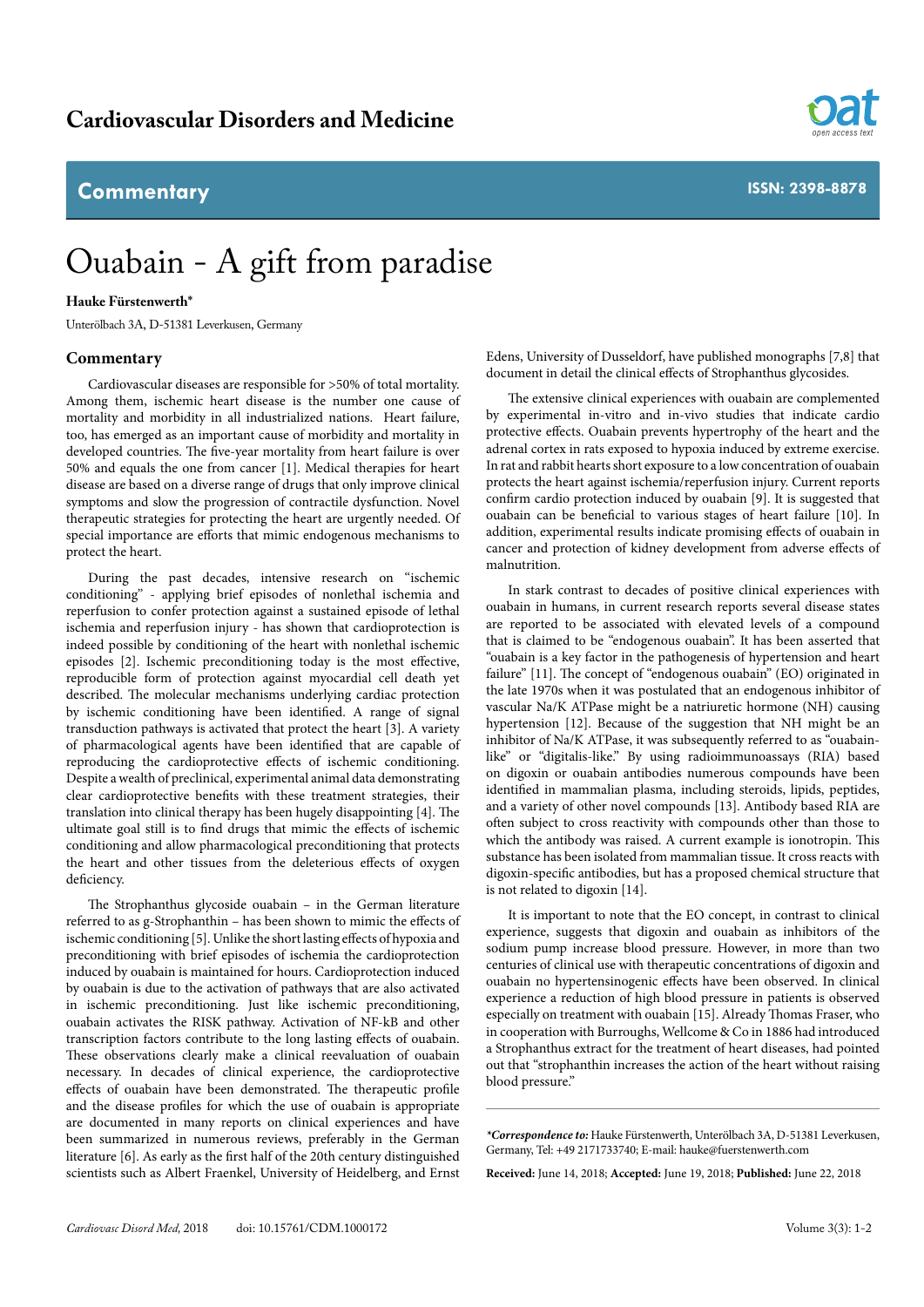# Ouabain - A gift from paradise

**Hauke Fürstenwerth***

Unterölbach 3A, D-51381 Leverkusen, Germany

## Commentary

Cardiovascular diseases are responsible for >50% of total mortality. Among them, ischemic heart disease is the number one cause of mortality and morbidity in all industrialized nations. Heart failure, too, has emerged as an important cause of morbidity and mortality in developed countries. The five-year mortality from heart failure is over 50% and equals the one from cancer [1]. Medical therapies for heart disease are based on a diverse range of drugs that only improve clinical symptoms and slow the progression of contractile dysfunction. Novel therapeutic strategies for protecting the heart are urgently needed. Of special importance are efforts that mimic endogenous mechanisms to protect the heart.

During the past decades, intensive research on "ischemic conditioning" - applying brief episodes of nonlethal ischemia and reperfusion to confer protection against a sustained episode of lethal ischemia and reperfusion injury - has shown that cardioprotection is indeed possible by conditioning of the heart with nonlethal ischemic episodes [2]. Ischemic preconditioning today is the most effective, reproducible form of protection against myocardial cell death yet described. The molecular mechanisms underlying cardiac protection by ischemic conditioning have been identified. A range of signal transduction pathways is activated that protect the heart [3]. A variety of pharmacological agents have been identified that are capable of reproducing the cardioprotective effects of ischemic conditioning. Despite a wealth of preclinical, experimental animal data demonstrating clear cardioprotective benefits with these treatment strategies, their translation into clinical therapy has been hugely disappointing [4]. The ultimate goal still is to find drugs that mimic the effects of ischemic conditioning and allow pharmacological preconditioning that protects the heart and other tissues from the deleterious effects of oxygen deficiency.

The Strophanthus glycoside ouabain – in the German literature referred to as g-Strophanthin – has been shown to mimic the effects of ischemic conditioning [5]. Unlike the short lasting effects of hypoxia and preconditioning with brief episodes of ischemia the cardioprotection induced by ouabain is maintained for hours. Cardioprotection induced by ouabain is due to the activation of pathways that are also activated in ischemic preconditioning. Just like ischemic preconditioning, ouabain activates the RISK pathway. Activation of NF-kB and other transcription factors contribute to the long lasting effects of ouabain. These observations clearly make a clinical reevaluation of ouabain necessary. In decades of clinical experience, the cardioprotective effects of ouabain have been demonstrated. The therapeutic profile and the disease profiles for which the use of ouabain is appropriate are documented in many reports on clinical experiences and have been summarized in numerous reviews, preferably in the German literature [6]. As early as the first half of the 20th century distinguished scientists such as Albert Fraenkel, University of Heidelberg, and Ernst Edens, University of Dusseldorf, have published monographs [7,8] that document in detail the clinical effects of Strophanthus glycosides.

The extensive clinical experiences with ouabain are complemented by experimental in-vitro and in-vivo studies that indicate cardio protective effects. Ouabain prevents hypertrophy of the heart and the adrenal cortex in rats exposed to hypoxia induced by extreme exercise. In rat and rabbit hearts short exposure to a low concentration of ouabain protects the heart against ischemia/reperfusion injury. Current reports confirm cardio protection induced by ouabain [9]. It is suggested that ouabain can be beneficial to various stages of heart failure [10]. In addition, experimental results indicate promising effects of ouabain in cancer and protection of kidney development from adverse effects of malnutrition.

In stark contrast to decades of positive clinical experiences with ouabain in humans, in current research reports several disease states are reported to be associated with elevated levels of a compound that is claimed to be "endogenous ouabain". It has been asserted that "ouabain is a key factor in the pathogenesis of hypertension and heart failure" [11]. The concept of "endogenous ouabain" (EO) originated in the late 1970s when it was postulated that an endogenous inhibitor of vascular Na/K ATPase might be a natriuretic hormone (NH) causing hypertension [12]. Because of the suggestion that NH might be an inhibitor of Na/K ATPase, it was subsequently referred to as "ouabain-like" or "digitalis-like." By using radioimmunoassays (RIA) based on digoxin or ouabain antibodies numerous compounds have been identified in mammalian plasma, including steroids, lipids, peptides, and a variety of other novel compounds [13]. Antibody based RIA are often subject to cross reactivity with compounds other than those to which the antibody was raised. A current example is ionotropin. This substance has been isolated from mammalian tissue. It cross reacts with digoxin-specific antibodies, but has a proposed chemical structure that is not related to digoxin [14].

It is important to note that the EO concept, in contrast to clinical experience, suggests that digoxin and ouabain as inhibitors of the sodium pump increase blood pressure. However, in more than two centuries of clinical use with therapeutic concentrations of digoxin and ouabain no hypertensinogenic effects have been observed. In clinical experience a reduction of high blood pressure in patients is observed especially on treatment with ouabain [15]. Already Thomas Fraser, who in cooperation with Burroughs, Wellcome & Co in 1886 had introduced a Strophanthus extract for the treatment of heart diseases, had pointed out that "strophanthin increases the action of the heart without raising blood pressure."

---

***Correspondence to:** Hauke Fürstenwerth, Unterölbach 3A, D-51381 Leverkusen, Germany, Tel: +49 2171733740; E-mail: hauke@fuerstenwerth.com

**Received:** June 14, 2018; **Accepted:** June 19, 2018; **Published:** June 22, 2018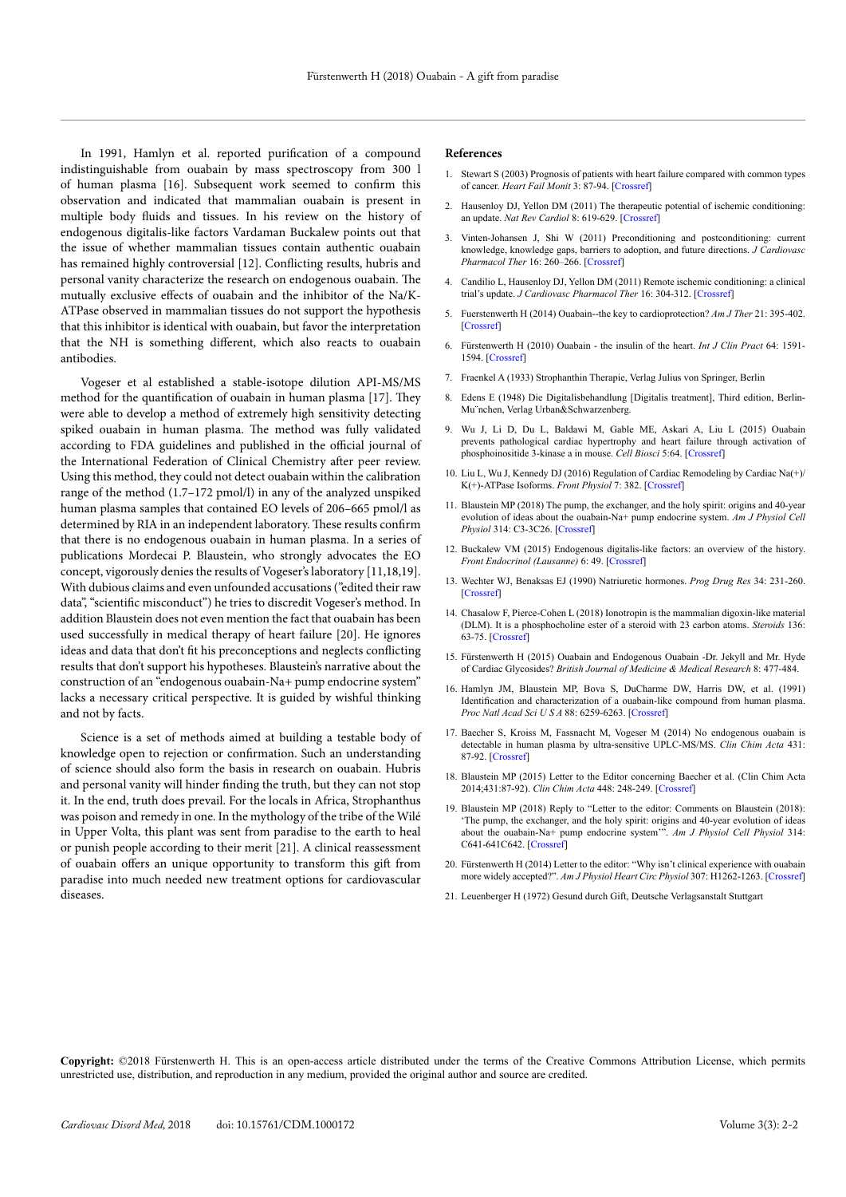In 1991, Hamlyn et al. reported purification of a compound indistinguishable from ouabain by mass spectroscopy from 300 l of human plasma [16]. Subsequent work seemed to confirm this observation and indicated that mammalian ouabain is present in multiple body fluids and tissues. In his review on the history of endogenous digitalis-like factors Vardaman Buckalew points out that the issue of whether mammalian tissues contain authentic ouabain has remained highly controversial [12]. Conflicting results, hubris and personal vanity characterize the research on endogenous ouabain. The mutually exclusive effects of ouabain and the inhibitor of the Na/K-ATPase observed in mammalian tissues do not support the hypothesis that this inhibitor is identical with ouabain, but favor the interpretation that the NH is something different, which also reacts to ouabain antibodies.

Vogeser et al established a stable-isotope dilution API-MS/MS method for the quantification of ouabain in human plasma [17]. They were able to develop a method of extremely high sensitivity detecting spiked ouabain in human plasma. The method was fully validated according to FDA guidelines and published in the official journal of the International Federation of Clinical Chemistry after peer review. Using this method, they could not detect ouabain within the calibration range of the method (1.7–172 pmol/l) in any of the analyzed unspiked human plasma samples that contained EO levels of 206–665 pmol/l as determined by RIA in an independent laboratory. These results confirm that there is no endogenous ouabain in human plasma. In a series of publications Mordecai P. Blaustein, who strongly advocates the EO concept, vigorously denies the results of Vogeser's laboratory [11,18,19]. With dubious claims and even unfounded accusations ("edited their raw data", "scientific misconduct") he tries to discredit Vogeser's method. In addition Blaustein does not even mention the fact that ouabain has been used successfully in medical therapy of heart failure [20]. He ignores ideas and data that don't fit his preconceptions and neglects conflicting results that don't support his hypotheses. Blaustein's narrative about the construction of an "endogenous ouabain-Na+ pump endocrine system" lacks a necessary critical perspective. It is guided by wishful thinking and not by facts.

Science is a set of methods aimed at building a testable body of knowledge open to rejection or confirmation. Such an understanding of science should also form the basis in research on ouabain. Hubris and personal vanity will hinder finding the truth, but they can not stop it. In the end, truth does prevail. For the locals in Africa, Strophanthus was poison and remedy in one. In the mythology of the tribe of the Wilé in Upper Volta, this plant was sent from paradise to the earth to heal or punish people according to their merit [21]. A clinical reassessment of ouabain offers an unique opportunity to transform this gift from paradise into much needed new treatment options for cardiovascular diseases.

## References

1. Stewart S (2003) Prognosis of patients with heart failure compared with common types of cancer. *Heart Fail Monit* 3: 87-94. [Crossref]
2. Hausenloy DJ, Yellon DM (2011) The therapeutic potential of ischemic conditioning: an update. *Nat Rev Cardiol* 8: 619-629. [Crossref]
3. Vinten-Johansen J, Shi W (2011) Preconditioning and postconditioning: current knowledge, knowledge gaps, barriers to adoption, and future directions. *J Cardiovasc Pharmacol Ther* 16: 260–266. [Crossref]
4. Candilio L, Hausenloy DJ, Yellon DM (2011) Remote ischemic conditioning: a clinical trial's update. *J Cardiovasc Pharmacol Ther* 16: 304-312. [Crossref]
5. Fuerstenwerth H (2014) Ouabain--the key to cardioprotection? *Am J Ther* 21: 395-402. [Crossref]
6. Fürstenwerth H (2010) Ouabain - the insulin of the heart. *Int J Clin Pract* 64: 1591-1594. [Crossref]
7. Fraenkel A (1933) Strophanthin Therapie, Verlag Julius von Springer, Berlin
8. Edens E (1948) Die Digitalisbehandlung [Digitalis treatment], Third edition, Berlin-Mu¨nchen, Verlag Urban&Schwarzenberg.
9. Wu J, Li D, Du L, Baldawi M, Gable ME, Askari A, Liu L (2015) Ouabain prevents pathological cardiac hypertrophy and heart failure through activation of phosphoinositide 3-kinase a in mouse. *Cell Biosci* 5:64. [Crossref]
10. Liu L, Wu J, Kennedy DJ (2016) Regulation of Cardiac Remodeling by Cardiac Na(+)/K(+)-ATPase Isoforms. *Front Physiol* 7: 382. [Crossref]
11. Blaustein MP (2018) The pump, the exchanger, and the holy spirit: origins and 40-year evolution of ideas about the ouabain-Na+ pump endocrine system. *Am J Physiol Cell Physiol* 314: C3-3C26. [Crossref]
12. Buckalew VM (2015) Endogenous digitalis-like factors: an overview of the history. *Front Endocrinol (Lausanne)* 6: 49. [Crossref]
13. Wechter WJ, Benaksas EJ (1990) Natriuretic hormones. *Prog Drug Res* 34: 231-260. [Crossref]
14. Chasalow F, Pierce-Cohen L (2018) Ionotropin is the mammalian digoxin-like material (DLM). It is a phosphocholine ester of a steroid with 23 carbon atoms. *Steroids* 136: 63-75. [Crossref]
15. Fürstenwerth H (2015) Ouabain and Endogenous Ouabain -Dr. Jekyll and Mr. Hyde of Cardiac Glycosides? *British Journal of Medicine & Medical Research* 8: 477-484.
16. Hamlyn JM, Blaustein MP, Bova S, DuCharme DW, Harris DW, et al. (1991) Identification and characterization of a ouabain-like compound from human plasma. *Proc Natl Acad Sci U S A* 88: 6259-6263. [Crossref]
17. Baecher S, Kroiss M, Fassnacht M, Vogeser M (2014) No endogenous ouabain is detectable in human plasma by ultra-sensitive UPLC-MS/MS. *Clin Chim Acta* 431: 87-92. [Crossref]
18. Blaustein MP (2015) Letter to the Editor concerning Baecher et al. (Clin Chim Acta 2014;431:87-92). *Clin Chim Acta* 448: 248-249. [Crossref]
19. Blaustein MP (2018) Reply to "Letter to the editor: Comments on Blaustein (2018): 'The pump, the exchanger, and the holy spirit: origins and 40-year evolution of ideas about the ouabain-Na+ pump endocrine system'". *Am J Physiol Cell Physiol* 314: C641-641C642. [Crossref]
20. Fürstenwerth H (2014) Letter to the editor: "Why isn't clinical experience with ouabain more widely accepted?". *Am J Physiol Heart Circ Physiol* 307: H1262-1263. [Crossref]
21. Leuenberger H (1972) Gesund durch Gift, Deutsche Verlagsanstalt Stuttgart

**Copyright:** ©2018 Fürstenwerth H. This is an open-access article distributed under the terms of the Creative Commons Attribution License, which permits unrestricted use, distribution, and reproduction in any medium, provided the original author and source are credited.